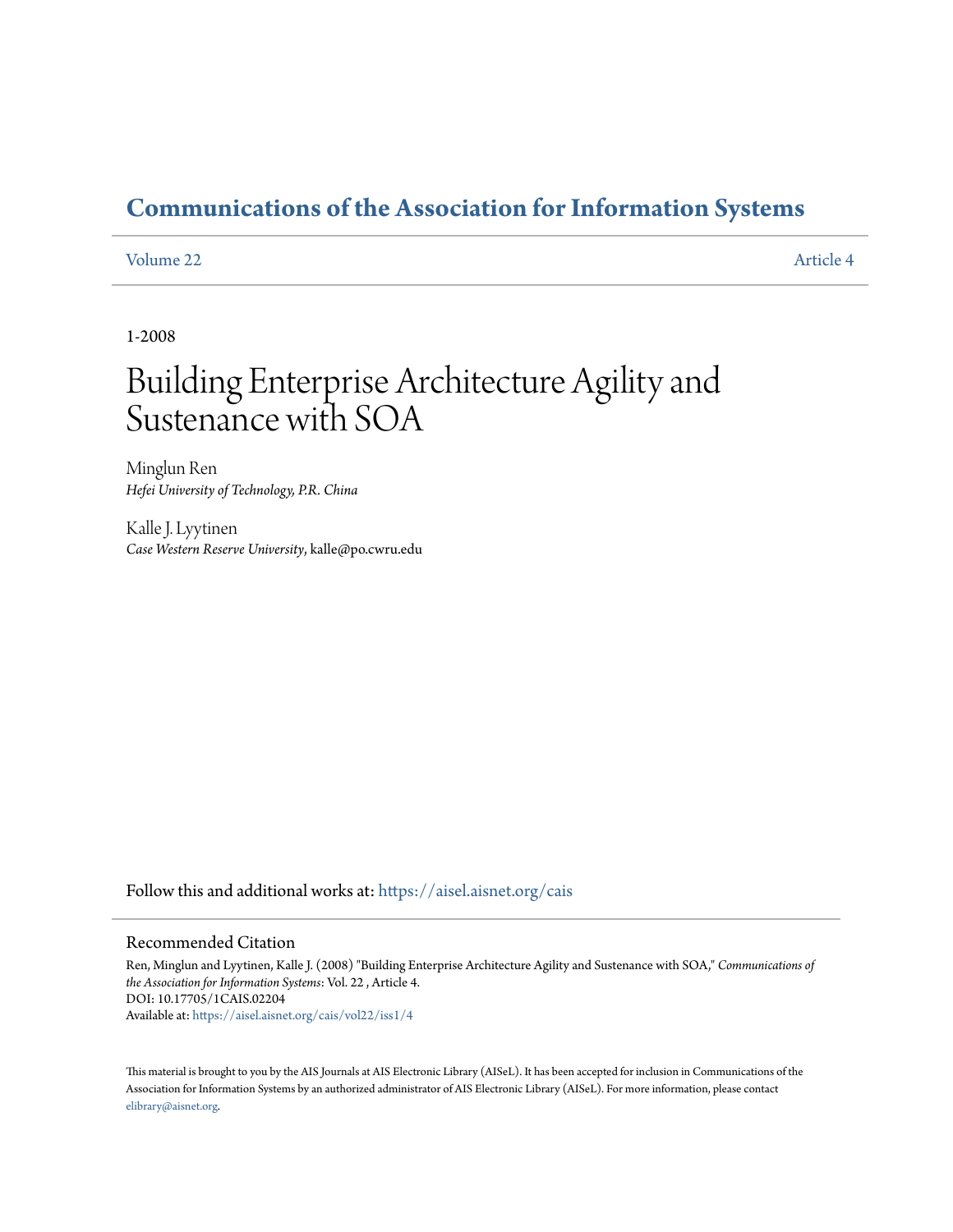# Communications of the Association for Information Systems

Volume 22 Article 4

1-2008

# Building Enterprise Architecture Agility and Sustenance with SOA

Minglun Ren
*Hefei University of Technology, P.R. China*

Kalle J. Lyytinen
*Case Western Reserve University*, kalle@po.cwru.edu

Follow this and additional works at: https://aisel.aisnet.org/cais

## Recommended Citation

Ren, Minglun and Lyytinen, Kalle J. (2008) "Building Enterprise Architecture Agility and Sustenance with SOA," *Communications of the Association for Information Systems*: Vol. 22 , Article 4.
DOI: 10.17705/1CAIS.02204
Available at: https://aisel.aisnet.org/cais/vol22/iss1/4

This material is brought to you by the AIS Journals at AIS Electronic Library (AISeL). It has been accepted for inclusion in Communications of the Association for Information Systems by an authorized administrator of AIS Electronic Library (AISeL). For more information, please contact elibrary@aisnet.org.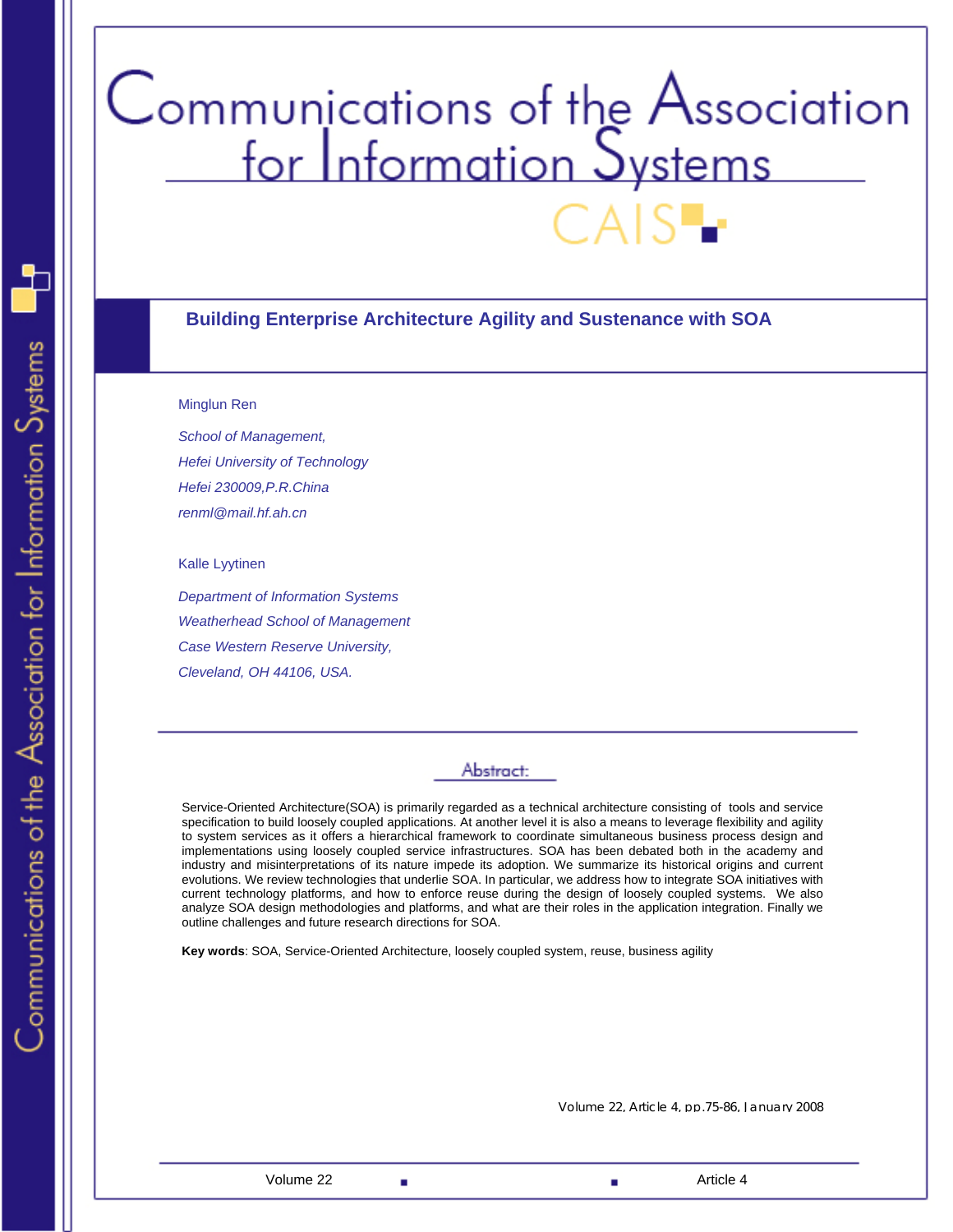# Communications of the Association for Information Systems

## Building Enterprise Architecture Agility and Sustenance with SOA

Minglun Ren

*School of Management,*
*Hefei University of Technology*
*Hefei 230009,P.R.China*
*renml@mail.hf.ah.cn*

Kalle Lyytinen

*Department of Information Systems*
*Weatherhead School of Management*
*Case Western Reserve University,*
*Cleveland, OH 44106, USA.*

### Abstract:

Service-Oriented Architecture(SOA) is primarily regarded as a technical architecture consisting of tools and service specification to build loosely coupled applications. At another level it is also a means to leverage flexibility and agility to system services as it offers a hierarchical framework to coordinate simultaneous business process design and implementations using loosely coupled service infrastructures. SOA has been debated both in the academy and industry and misinterpretations of its nature impede its adoption. We summarize its historical origins and current evolutions. We review technologies that underlie SOA. In particular, we address how to integrate SOA initiatives with current technology platforms, and how to enforce reuse during the design of loosely coupled systems. We also analyze SOA design methodologies and platforms, and what are their roles in the application integration. Finally we outline challenges and future research directions for SOA.

**Key words**: SOA, Service-Oriented Architecture, loosely coupled system, reuse, business agility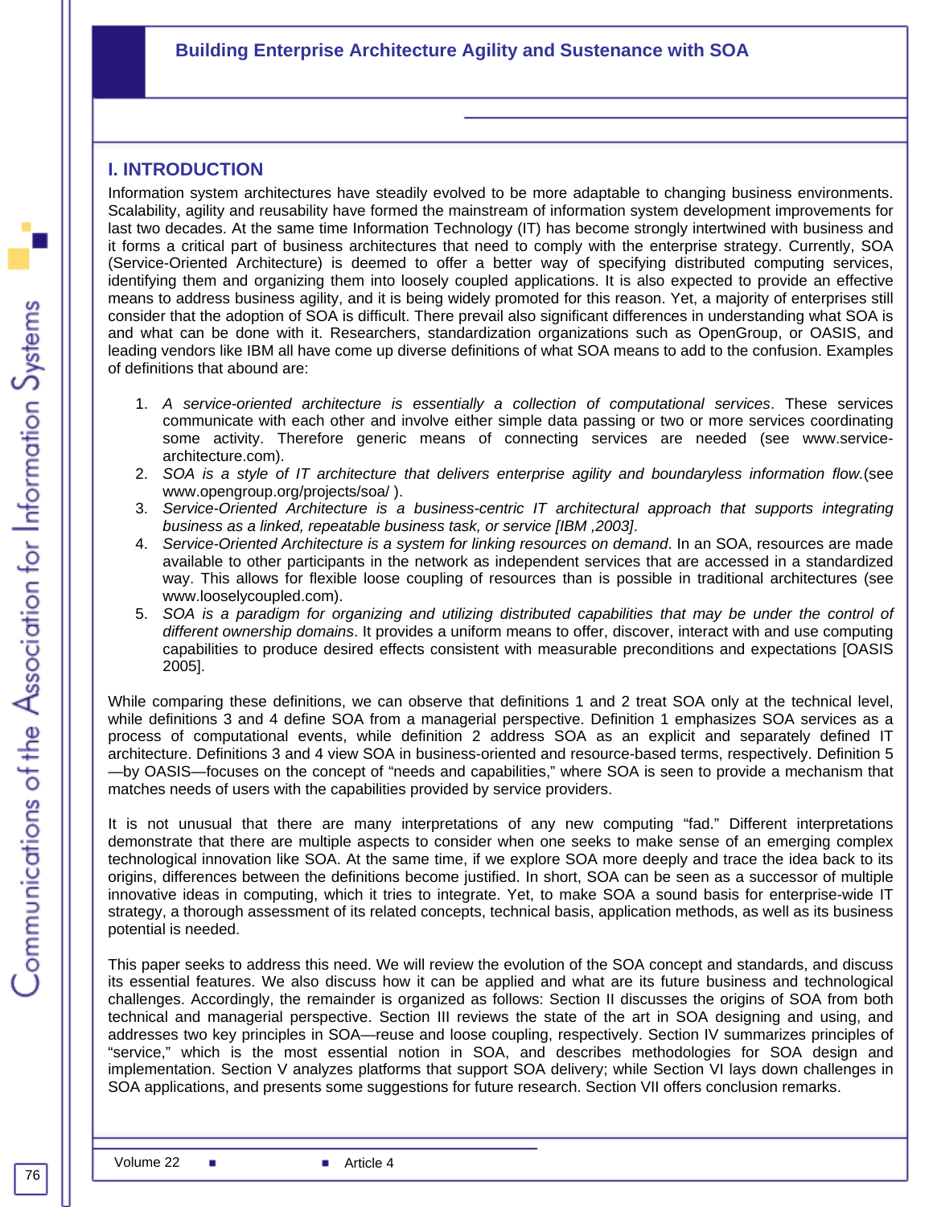## I. INTRODUCTION

Information system architectures have steadily evolved to be more adaptable to changing business environments. Scalability, agility and reusability have formed the mainstream of information system development improvements for last two decades. At the same time Information Technology (IT) has become strongly intertwined with business and it forms a critical part of business architectures that need to comply with the enterprise strategy. Currently, SOA (Service-Oriented Architecture) is deemed to offer a better way of specifying distributed computing services, identifying them and organizing them into loosely coupled applications. It is also expected to provide an effective means to address business agility, and it is being widely promoted for this reason. Yet, a majority of enterprises still consider that the adoption of SOA is difficult. There prevail also significant differences in understanding what SOA is and what can be done with it. Researchers, standardization organizations such as OpenGroup, or OASIS, and leading vendors like IBM all have come up diverse definitions of what SOA means to add to the confusion. Examples of definitions that abound are:

1. *A service-oriented architecture is essentially a collection of computational services*. These services communicate with each other and involve either simple data passing or two or more services coordinating some activity. Therefore generic means of connecting services are needed (see www.service-architecture.com).
2. *SOA is a style of IT architecture that delivers enterprise agility and boundaryless information flow.*(see www.opengroup.org/projects/soa/ ).
3. *Service-Oriented Architecture is a business-centric IT architectural approach that supports integrating business as a linked, repeatable business task, or service [IBM ,2003]*.
4. *Service-Oriented Architecture is a system for linking resources on demand*. In an SOA, resources are made available to other participants in the network as independent services that are accessed in a standardized way. This allows for flexible loose coupling of resources than is possible in traditional architectures (see www.looselycoupled.com).
5. *SOA is a paradigm for organizing and utilizing distributed capabilities that may be under the control of different ownership domains*. It provides a uniform means to offer, discover, interact with and use computing capabilities to produce desired effects consistent with measurable preconditions and expectations [OASIS 2005].

While comparing these definitions, we can observe that definitions 1 and 2 treat SOA only at the technical level, while definitions 3 and 4 define SOA from a managerial perspective. Definition 1 emphasizes SOA services as a process of computational events, while definition 2 address SOA as an explicit and separately defined IT architecture. Definitions 3 and 4 view SOA in business-oriented and resource-based terms, respectively. Definition 5—by OASIS—focuses on the concept of "needs and capabilities," where SOA is seen to provide a mechanism that matches needs of users with the capabilities provided by service providers.

It is not unusual that there are many interpretations of any new computing "fad." Different interpretations demonstrate that there are multiple aspects to consider when one seeks to make sense of an emerging complex technological innovation like SOA. At the same time, if we explore SOA more deeply and trace the idea back to its origins, differences between the definitions become justified. In short, SOA can be seen as a successor of multiple innovative ideas in computing, which it tries to integrate. Yet, to make SOA a sound basis for enterprise-wide IT strategy, a thorough assessment of its related concepts, technical basis, application methods, as well as its business potential is needed.

This paper seeks to address this need. We will review the evolution of the SOA concept and standards, and discuss its essential features. We also discuss how it can be applied and what are its future business and technological challenges. Accordingly, the remainder is organized as follows: Section II discusses the origins of SOA from both technical and managerial perspective. Section III reviews the state of the art in SOA designing and using, and addresses two key principles in SOA—reuse and loose coupling, respectively. Section IV summarizes principles of "service," which is the most essential notion in SOA, and describes methodologies for SOA design and implementation. Section V analyzes platforms that support SOA delivery; while Section VI lays down challenges in SOA applications, and presents some suggestions for future research. Section VII offers conclusion remarks.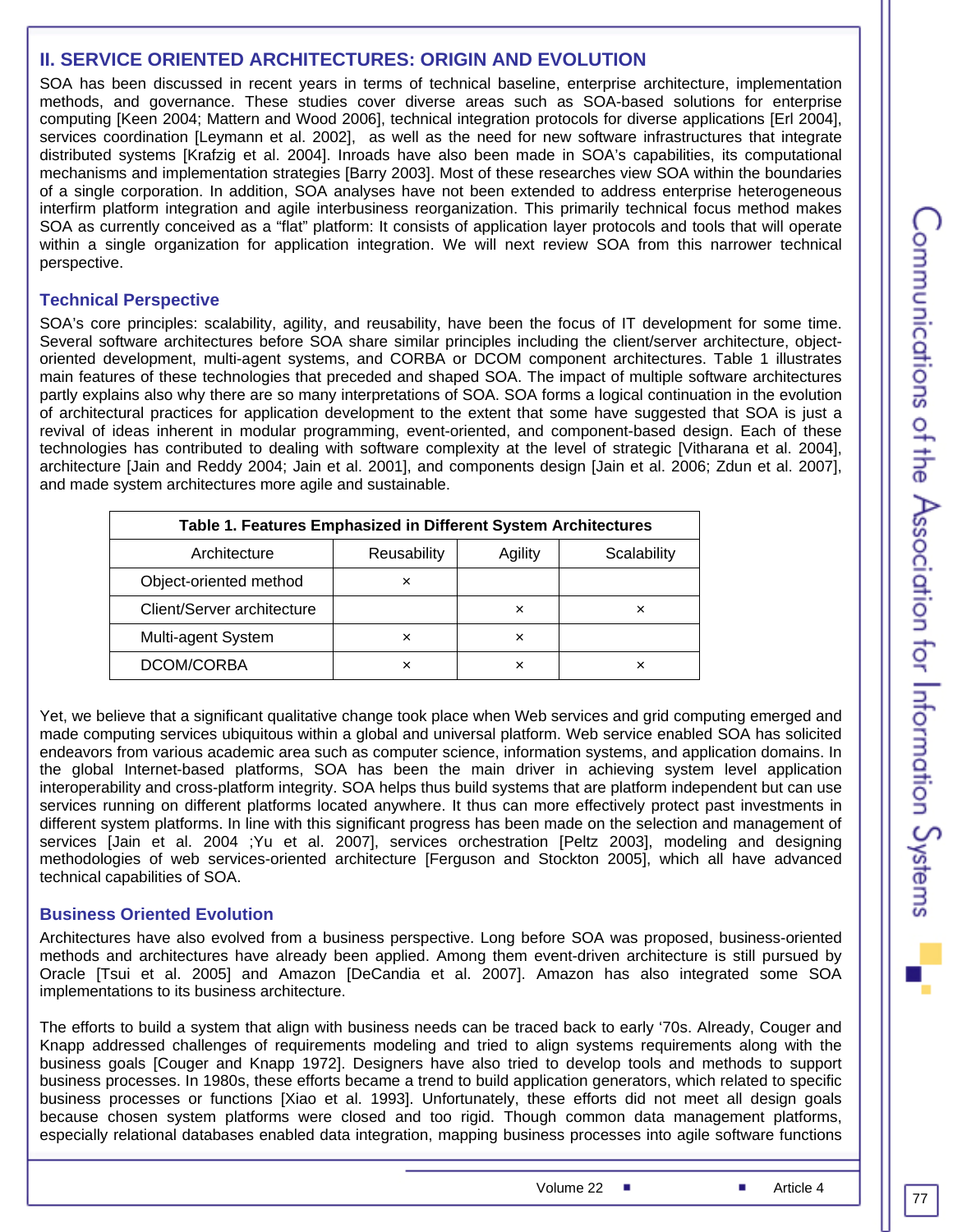## II. SERVICE ORIENTED ARCHITECTURES: ORIGIN AND EVOLUTION

SOA has been discussed in recent years in terms of technical baseline, enterprise architecture, implementation methods, and governance. These studies cover diverse areas such as SOA-based solutions for enterprise computing [Keen 2004; Mattern and Wood 2006], technical integration protocols for diverse applications [Erl 2004], services coordination [Leymann et al. 2002], as well as the need for new software infrastructures that integrate distributed systems [Krafzig et al. 2004]. Inroads have also been made in SOA's capabilities, its computational mechanisms and implementation strategies [Barry 2003]. Most of these researches view SOA within the boundaries of a single corporation. In addition, SOA analyses have not been extended to address enterprise heterogeneous interfirm platform integration and agile interbusiness reorganization. This primarily technical focus method makes SOA as currently conceived as a "flat" platform: It consists of application layer protocols and tools that will operate within a single organization for application integration. We will next review SOA from this narrower technical perspective.

### Technical Perspective

SOA's core principles: scalability, agility, and reusability, have been the focus of IT development for some time. Several software architectures before SOA share similar principles including the client/server architecture, object-oriented development, multi-agent systems, and CORBA or DCOM component architectures. Table 1 illustrates main features of these technologies that preceded and shaped SOA. The impact of multiple software architectures partly explains also why there are so many interpretations of SOA. SOA forms a logical continuation in the evolution of architectural practices for application development to the extent that some have suggested that SOA is just a revival of ideas inherent in modular programming, event-oriented, and component-based design. Each of these technologies has contributed to dealing with software complexity at the level of strategic [Vitharana et al. 2004], architecture [Jain and Reddy 2004; Jain et al. 2001], and components design [Jain et al. 2006; Zdun et al. 2007], and made system architectures more agile and sustainable.

**Table 1. Features Emphasized in Different System Architectures**

| Architecture | Reusability | Agility | Scalability |
|---|---|---|---|
| Object-oriented method | × | | |
| Client/Server architecture | | × | × |
| Multi-agent System | × | × | |
| DCOM/CORBA | × | × | × |

Yet, we believe that a significant qualitative change took place when Web services and grid computing emerged and made computing services ubiquitous within a global and universal platform. Web service enabled SOA has solicited endeavors from various academic area such as computer science, information systems, and application domains. In the global Internet-based platforms, SOA has been the main driver in achieving system level application interoperability and cross-platform integrity. SOA helps thus build systems that are platform independent but can use services running on different platforms located anywhere. It thus can more effectively protect past investments in different system platforms. In line with this significant progress has been made on the selection and management of services [Jain et al. 2004 ;Yu et al. 2007], services orchestration [Peltz 2003], modeling and designing methodologies of web services-oriented architecture [Ferguson and Stockton 2005], which all have advanced technical capabilities of SOA.

### Business Oriented Evolution

Architectures have also evolved from a business perspective. Long before SOA was proposed, business-oriented methods and architectures have already been applied. Among them event-driven architecture is still pursued by Oracle [Tsui et al. 2005] and Amazon [DeCandia et al. 2007]. Amazon has also integrated some SOA implementations to its business architecture.

The efforts to build a system that align with business needs can be traced back to early '70s. Already, Couger and Knapp addressed challenges of requirements modeling and tried to align systems requirements along with the business goals [Couger and Knapp 1972]. Designers have also tried to develop tools and methods to support business processes. In 1980s, these efforts became a trend to build application generators, which related to specific business processes or functions [Xiao et al. 1993]. Unfortunately, these efforts did not meet all design goals because chosen system platforms were closed and too rigid. Though common data management platforms, especially relational databases enabled data integration, mapping business processes into agile software functions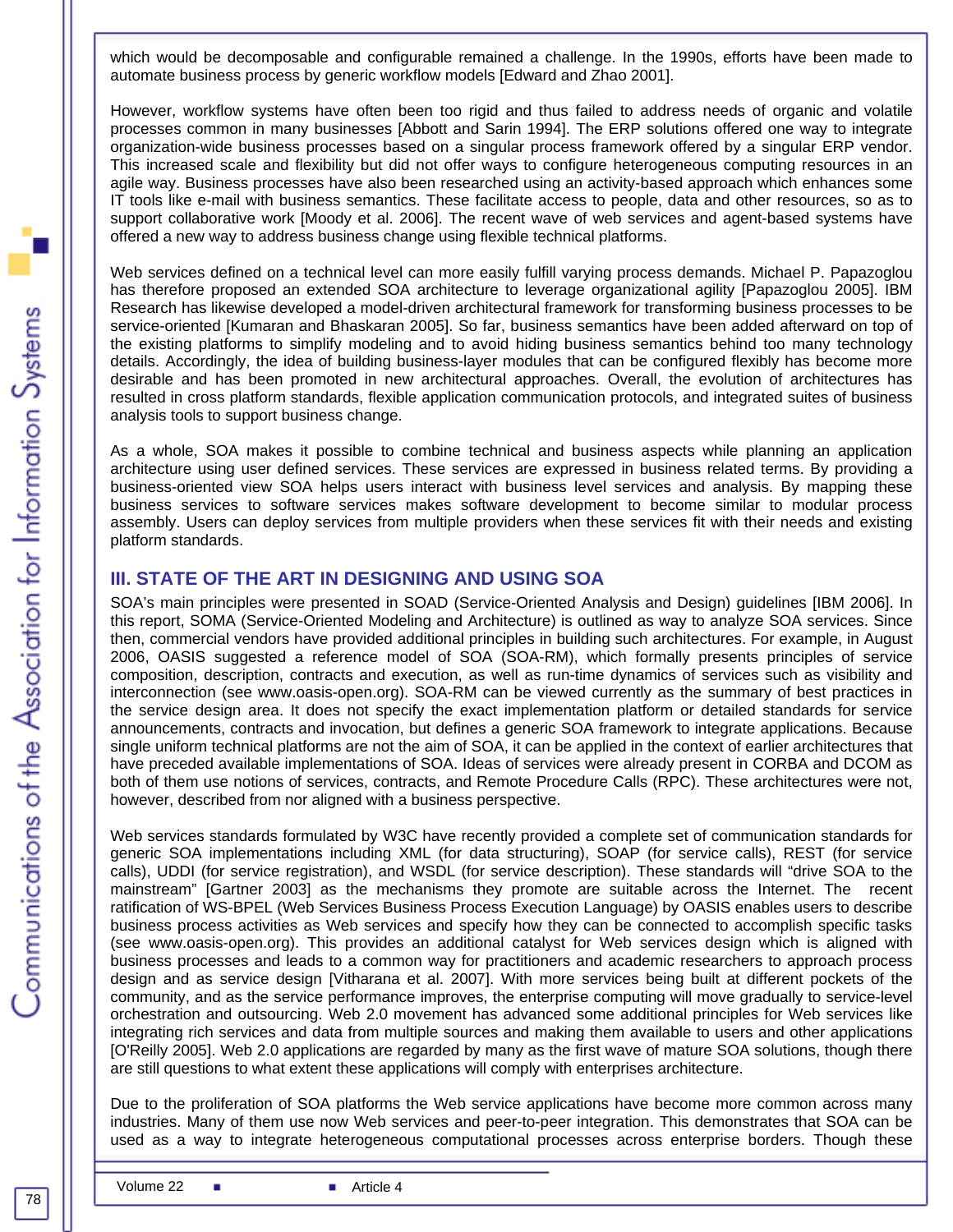which would be decomposable and configurable remained a challenge. In the 1990s, efforts have been made to automate business process by generic workflow models [Edward and Zhao 2001].

However, workflow systems have often been too rigid and thus failed to address needs of organic and volatile processes common in many businesses [Abbott and Sarin 1994]. The ERP solutions offered one way to integrate organization-wide business processes based on a singular process framework offered by a singular ERP vendor. This increased scale and flexibility but did not offer ways to configure heterogeneous computing resources in an agile way. Business processes have also been researched using an activity-based approach which enhances some IT tools like e-mail with business semantics. These facilitate access to people, data and other resources, so as to support collaborative work [Moody et al. 2006]. The recent wave of web services and agent-based systems have offered a new way to address business change using flexible technical platforms.

Web services defined on a technical level can more easily fulfill varying process demands. Michael P. Papazoglou has therefore proposed an extended SOA architecture to leverage organizational agility [Papazoglou 2005]. IBM Research has likewise developed a model-driven architectural framework for transforming business processes to be service-oriented [Kumaran and Bhaskaran 2005]. So far, business semantics have been added afterward on top of the existing platforms to simplify modeling and to avoid hiding business semantics behind too many technology details. Accordingly, the idea of building business-layer modules that can be configured flexibly has become more desirable and has been promoted in new architectural approaches. Overall, the evolution of architectures has resulted in cross platform standards, flexible application communication protocols, and integrated suites of business analysis tools to support business change.

As a whole, SOA makes it possible to combine technical and business aspects while planning an application architecture using user defined services. These services are expressed in business related terms. By providing a business-oriented view SOA helps users interact with business level services and analysis. By mapping these business services to software services makes software development to become similar to modular process assembly. Users can deploy services from multiple providers when these services fit with their needs and existing platform standards.

## III. STATE OF THE ART IN DESIGNING AND USING SOA

SOA's main principles were presented in SOAD (Service-Oriented Analysis and Design) guidelines [IBM 2006]. In this report, SOMA (Service-Oriented Modeling and Architecture) is outlined as way to analyze SOA services. Since then, commercial vendors have provided additional principles in building such architectures. For example, in August 2006, OASIS suggested a reference model of SOA (SOA-RM), which formally presents principles of service composition, description, contracts and execution, as well as run-time dynamics of services such as visibility and interconnection (see www.oasis-open.org). SOA-RM can be viewed currently as the summary of best practices in the service design area. It does not specify the exact implementation platform or detailed standards for service announcements, contracts and invocation, but defines a generic SOA framework to integrate applications. Because single uniform technical platforms are not the aim of SOA, it can be applied in the context of earlier architectures that have preceded available implementations of SOA. Ideas of services were already present in CORBA and DCOM as both of them use notions of services, contracts, and Remote Procedure Calls (RPC). These architectures were not, however, described from nor aligned with a business perspective.

Web services standards formulated by W3C have recently provided a complete set of communication standards for generic SOA implementations including XML (for data structuring), SOAP (for service calls), REST (for service calls), UDDI (for service registration), and WSDL (for service description). These standards will "drive SOA to the mainstream" [Gartner 2003] as the mechanisms they promote are suitable across the Internet. The recent ratification of WS-BPEL (Web Services Business Process Execution Language) by OASIS enables users to describe business process activities as Web services and specify how they can be connected to accomplish specific tasks (see www.oasis-open.org). This provides an additional catalyst for Web services design which is aligned with business processes and leads to a common way for practitioners and academic researchers to approach process design and as service design [Vitharana et al. 2007]. With more services being built at different pockets of the community, and as the service performance improves, the enterprise computing will move gradually to service-level orchestration and outsourcing. Web 2.0 movement has advanced some additional principles for Web services like integrating rich services and data from multiple sources and making them available to users and other applications [O'Reilly 2005]. Web 2.0 applications are regarded by many as the first wave of mature SOA solutions, though there are still questions to what extent these applications will comply with enterprises architecture.

Due to the proliferation of SOA platforms the Web service applications have become more common across many industries. Many of them use now Web services and peer-to-peer integration. This demonstrates that SOA can be used as a way to integrate heterogeneous computational processes across enterprise borders. Though these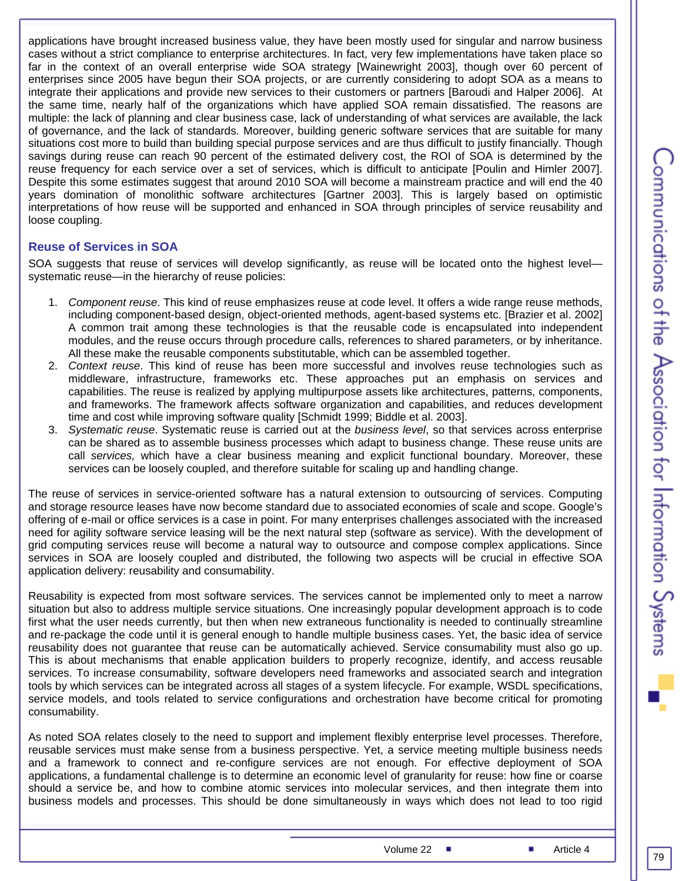applications have brought increased business value, they have been mostly used for singular and narrow business cases without a strict compliance to enterprise architectures. In fact, very few implementations have taken place so far in the context of an overall enterprise wide SOA strategy [Wainewright 2003], though over 60 percent of enterprises since 2005 have begun their SOA projects, or are currently considering to adopt SOA as a means to integrate their applications and provide new services to their customers or partners [Baroudi and Halper 2006]. At the same time, nearly half of the organizations which have applied SOA remain dissatisfied. The reasons are multiple: the lack of planning and clear business case, lack of understanding of what services are available, the lack of governance, and the lack of standards. Moreover, building generic software services that are suitable for many situations cost more to build than building special purpose services and are thus difficult to justify financially. Though savings during reuse can reach 90 percent of the estimated delivery cost, the ROI of SOA is determined by the reuse frequency for each service over a set of services, which is difficult to anticipate [Poulin and Himler 2007]. Despite this some estimates suggest that around 2010 SOA will become a mainstream practice and will end the 40 years domination of monolithic software architectures [Gartner 2003]. This is largely based on optimistic interpretations of how reuse will be supported and enhanced in SOA through principles of service reusability and loose coupling.

## Reuse of Services in SOA

SOA suggests that reuse of services will develop significantly, as reuse will be located onto the highest level—systematic reuse—in the hierarchy of reuse policies:

1. *Component reuse*. This kind of reuse emphasizes reuse at code level. It offers a wide range reuse methods, including component-based design, object-oriented methods, agent-based systems etc. [Brazier et al. 2002] A common trait among these technologies is that the reusable code is encapsulated into independent modules, and the reuse occurs through procedure calls, references to shared parameters, or by inheritance. All these make the reusable components substitutable, which can be assembled together.
2. *Context reuse*. This kind of reuse has been more successful and involves reuse technologies such as middleware, infrastructure, frameworks etc. These approaches put an emphasis on services and capabilities. The reuse is realized by applying multipurpose assets like architectures, patterns, components, and frameworks. The framework affects software organization and capabilities, and reduces development time and cost while improving software quality [Schmidt 1999; Biddle et al. 2003].
3. *Systematic reuse*. Systematic reuse is carried out at the *business level*, so that services across enterprise can be shared as to assemble business processes which adapt to business change. These reuse units are call *services,* which have a clear business meaning and explicit functional boundary. Moreover, these services can be loosely coupled, and therefore suitable for scaling up and handling change.

The reuse of services in service-oriented software has a natural extension to outsourcing of services. Computing and storage resource leases have now become standard due to associated economies of scale and scope. Google's offering of e-mail or office services is a case in point. For many enterprises challenges associated with the increased need for agility software service leasing will be the next natural step (software as service). With the development of grid computing services reuse will become a natural way to outsource and compose complex applications. Since services in SOA are loosely coupled and distributed, the following two aspects will be crucial in effective SOA application delivery: reusability and consumability.

Reusability is expected from most software services. The services cannot be implemented only to meet a narrow situation but also to address multiple service situations. One increasingly popular development approach is to code first what the user needs currently, but then when new extraneous functionality is needed to continually streamline and re-package the code until it is general enough to handle multiple business cases. Yet, the basic idea of service reusability does not guarantee that reuse can be automatically achieved. Service consumability must also go up. This is about mechanisms that enable application builders to properly recognize, identify, and access reusable services. To increase consumability, software developers need frameworks and associated search and integration tools by which services can be integrated across all stages of a system lifecycle. For example, WSDL specifications, service models, and tools related to service configurations and orchestration have become critical for promoting consumability.

As noted SOA relates closely to the need to support and implement flexibly enterprise level processes. Therefore, reusable services must make sense from a business perspective. Yet, a service meeting multiple business needs and a framework to connect and re-configure services are not enough. For effective deployment of SOA applications, a fundamental challenge is to determine an economic level of granularity for reuse: how fine or coarse should a service be, and how to combine atomic services into molecular services, and then integrate them into business models and processes. This should be done simultaneously in ways which does not lead to too rigid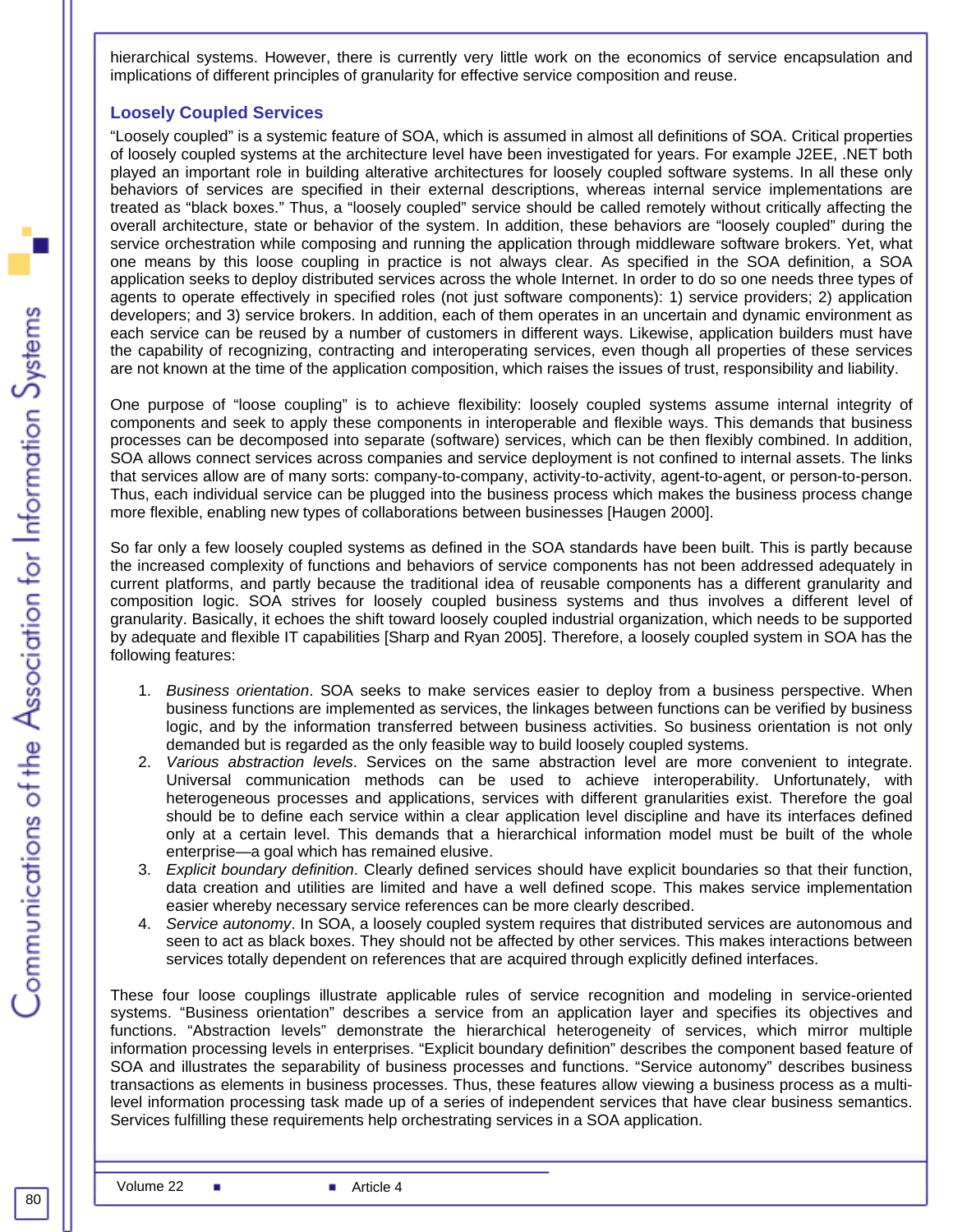hierarchical systems. However, there is currently very little work on the economics of service encapsulation and implications of different principles of granularity for effective service composition and reuse.

## Loosely Coupled Services

"Loosely coupled" is a systemic feature of SOA, which is assumed in almost all definitions of SOA. Critical properties of loosely coupled systems at the architecture level have been investigated for years. For example J2EE, .NET both played an important role in building alterative architectures for loosely coupled software systems. In all these only behaviors of services are specified in their external descriptions, whereas internal service implementations are treated as "black boxes." Thus, a "loosely coupled" service should be called remotely without critically affecting the overall architecture, state or behavior of the system. In addition, these behaviors are "loosely coupled" during the service orchestration while composing and running the application through middleware software brokers. Yet, what one means by this loose coupling in practice is not always clear. As specified in the SOA definition, a SOA application seeks to deploy distributed services across the whole Internet. In order to do so one needs three types of agents to operate effectively in specified roles (not just software components): 1) service providers; 2) application developers; and 3) service brokers. In addition, each of them operates in an uncertain and dynamic environment as each service can be reused by a number of customers in different ways. Likewise, application builders must have the capability of recognizing, contracting and interoperating services, even though all properties of these services are not known at the time of the application composition, which raises the issues of trust, responsibility and liability.

One purpose of "loose coupling" is to achieve flexibility: loosely coupled systems assume internal integrity of components and seek to apply these components in interoperable and flexible ways. This demands that business processes can be decomposed into separate (software) services, which can be then flexibly combined. In addition, SOA allows connect services across companies and service deployment is not confined to internal assets. The links that services allow are of many sorts: company-to-company, activity-to-activity, agent-to-agent, or person-to-person. Thus, each individual service can be plugged into the business process which makes the business process change more flexible, enabling new types of collaborations between businesses [Haugen 2000].

So far only a few loosely coupled systems as defined in the SOA standards have been built. This is partly because the increased complexity of functions and behaviors of service components has not been addressed adequately in current platforms, and partly because the traditional idea of reusable components has a different granularity and composition logic. SOA strives for loosely coupled business systems and thus involves a different level of granularity. Basically, it echoes the shift toward loosely coupled industrial organization, which needs to be supported by adequate and flexible IT capabilities [Sharp and Ryan 2005]. Therefore, a loosely coupled system in SOA has the following features:

1. *Business orientation*. SOA seeks to make services easier to deploy from a business perspective. When business functions are implemented as services, the linkages between functions can be verified by business logic, and by the information transferred between business activities. So business orientation is not only demanded but is regarded as the only feasible way to build loosely coupled systems.
2. *Various abstraction levels*. Services on the same abstraction level are more convenient to integrate. Universal communication methods can be used to achieve interoperability. Unfortunately, with heterogeneous processes and applications, services with different granularities exist. Therefore the goal should be to define each service within a clear application level discipline and have its interfaces defined only at a certain level. This demands that a hierarchical information model must be built of the whole enterprise—a goal which has remained elusive.
3. *Explicit boundary definition*. Clearly defined services should have explicit boundaries so that their function, data creation and utilities are limited and have a well defined scope. This makes service implementation easier whereby necessary service references can be more clearly described.
4. *Service autonomy*. In SOA, a loosely coupled system requires that distributed services are autonomous and seen to act as black boxes. They should not be affected by other services. This makes interactions between services totally dependent on references that are acquired through explicitly defined interfaces.

These four loose couplings illustrate applicable rules of service recognition and modeling in service-oriented systems. "Business orientation" describes a service from an application layer and specifies its objectives and functions. "Abstraction levels" demonstrate the hierarchical heterogeneity of services, which mirror multiple information processing levels in enterprises. "Explicit boundary definition" describes the component based feature of SOA and illustrates the separability of business processes and functions. "Service autonomy" describes business transactions as elements in business processes. Thus, these features allow viewing a business process as a multi-level information processing task made up of a series of independent services that have clear business semantics. Services fulfilling these requirements help orchestrating services in a SOA application.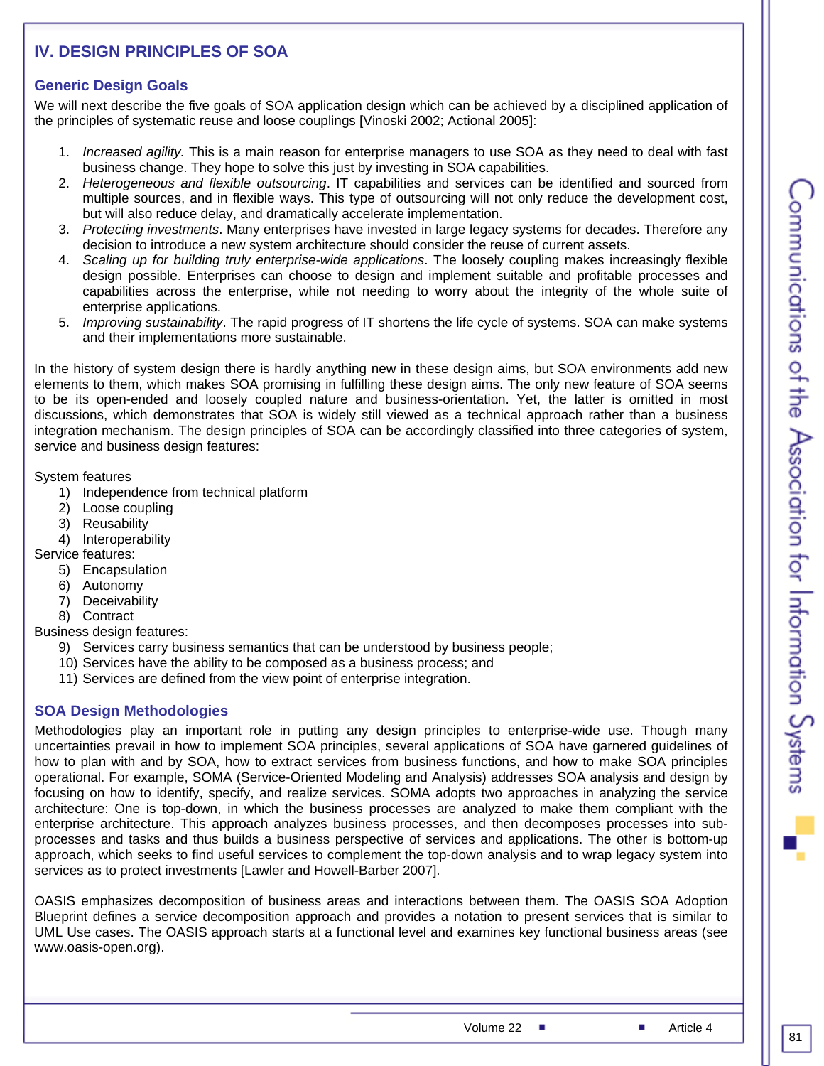## IV. DESIGN PRINCIPLES OF SOA

### Generic Design Goals

We will next describe the five goals of SOA application design which can be achieved by a disciplined application of the principles of systematic reuse and loose couplings [Vinoski 2002; Actional 2005]:

1. *Increased agility.* This is a main reason for enterprise managers to use SOA as they need to deal with fast business change. They hope to solve this just by investing in SOA capabilities.
2. *Heterogeneous and flexible outsourcing*. IT capabilities and services can be identified and sourced from multiple sources, and in flexible ways. This type of outsourcing will not only reduce the development cost, but will also reduce delay, and dramatically accelerate implementation.
3. *Protecting investments*. Many enterprises have invested in large legacy systems for decades. Therefore any decision to introduce a new system architecture should consider the reuse of current assets.
4. *Scaling up for building truly enterprise-wide applications*. The loosely coupling makes increasingly flexible design possible. Enterprises can choose to design and implement suitable and profitable processes and capabilities across the enterprise, while not needing to worry about the integrity of the whole suite of enterprise applications.
5. *Improving sustainability*. The rapid progress of IT shortens the life cycle of systems. SOA can make systems and their implementations more sustainable.

In the history of system design there is hardly anything new in these design aims, but SOA environments add new elements to them, which makes SOA promising in fulfilling these design aims. The only new feature of SOA seems to be its open-ended and loosely coupled nature and business-orientation. Yet, the latter is omitted in most discussions, which demonstrates that SOA is widely still viewed as a technical approach rather than a business integration mechanism. The design principles of SOA can be accordingly classified into three categories of system, service and business design features:

System features

1) Independence from technical platform
2) Loose coupling
3) Reusability
4) Interoperability

Service features:

5) Encapsulation
6) Autonomy
7) Deceivability
8) Contract

Business design features:

9) Services carry business semantics that can be understood by business people;
10) Services have the ability to be composed as a business process; and
11) Services are defined from the view point of enterprise integration.

### SOA Design Methodologies

Methodologies play an important role in putting any design principles to enterprise-wide use. Though many uncertainties prevail in how to implement SOA principles, several applications of SOA have garnered guidelines of how to plan with and by SOA, how to extract services from business functions, and how to make SOA principles operational. For example, SOMA (Service-Oriented Modeling and Analysis) addresses SOA analysis and design by focusing on how to identify, specify, and realize services. SOMA adopts two approaches in analyzing the service architecture: One is top-down, in which the business processes are analyzed to make them compliant with the enterprise architecture. This approach analyzes business processes, and then decomposes processes into sub-processes and tasks and thus builds a business perspective of services and applications. The other is bottom-up approach, which seeks to find useful services to complement the top-down analysis and to wrap legacy system into services as to protect investments [Lawler and Howell-Barber 2007].

OASIS emphasizes decomposition of business areas and interactions between them. The OASIS SOA Adoption Blueprint defines a service decomposition approach and provides a notation to present services that is similar to UML Use cases. The OASIS approach starts at a functional level and examines key functional business areas (see www.oasis-open.org).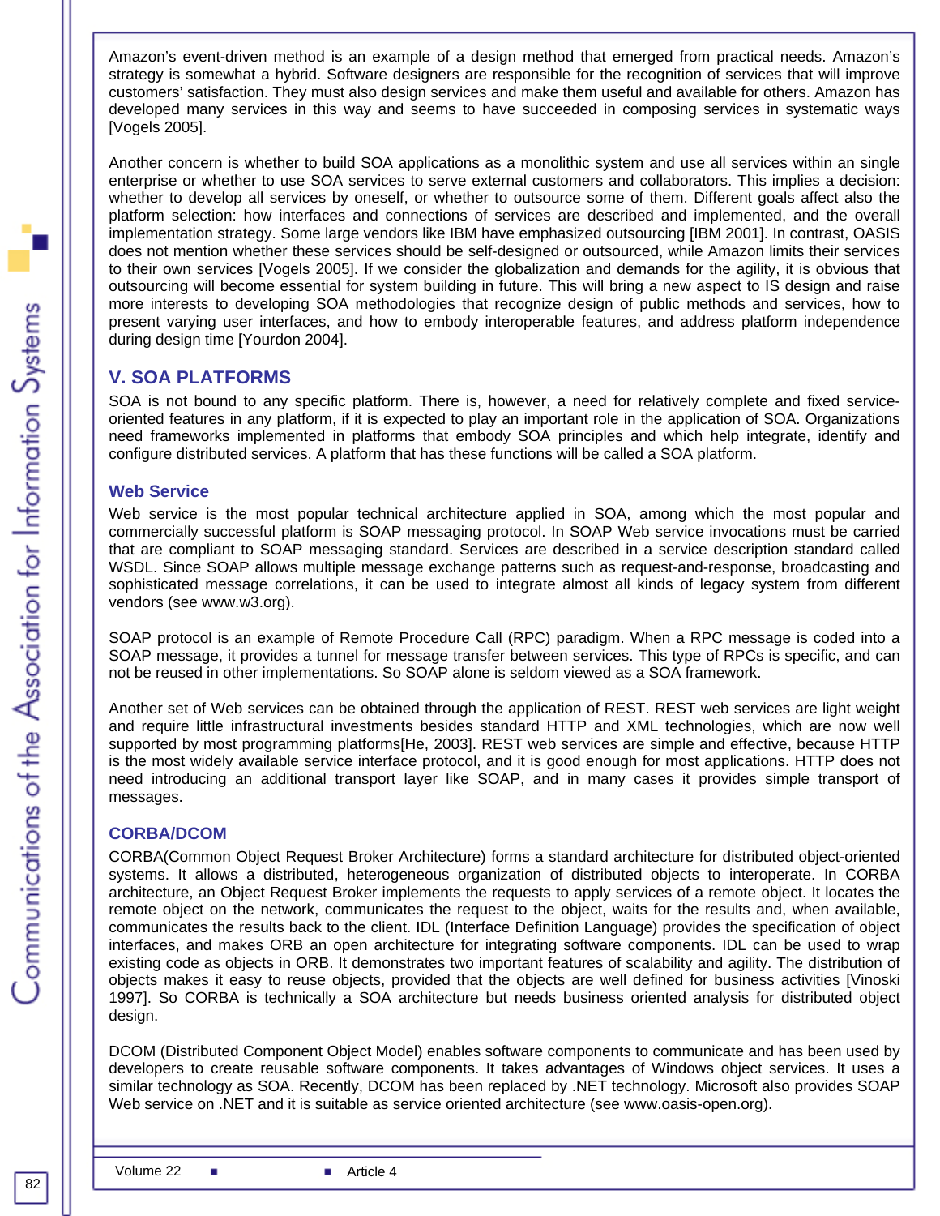Amazon's event-driven method is an example of a design method that emerged from practical needs. Amazon's strategy is somewhat a hybrid. Software designers are responsible for the recognition of services that will improve customers' satisfaction. They must also design services and make them useful and available for others. Amazon has developed many services in this way and seems to have succeeded in composing services in systematic ways [Vogels 2005].

Another concern is whether to build SOA applications as a monolithic system and use all services within an single enterprise or whether to use SOA services to serve external customers and collaborators. This implies a decision: whether to develop all services by oneself, or whether to outsource some of them. Different goals affect also the platform selection: how interfaces and connections of services are described and implemented, and the overall implementation strategy. Some large vendors like IBM have emphasized outsourcing [IBM 2001]. In contrast, OASIS does not mention whether these services should be self-designed or outsourced, while Amazon limits their services to their own services [Vogels 2005]. If we consider the globalization and demands for the agility, it is obvious that outsourcing will become essential for system building in future. This will bring a new aspect to IS design and raise more interests to developing SOA methodologies that recognize design of public methods and services, how to present varying user interfaces, and how to embody interoperable features, and address platform independence during design time [Yourdon 2004].

## V. SOA PLATFORMS

SOA is not bound to any specific platform. There is, however, a need for relatively complete and fixed service-oriented features in any platform, if it is expected to play an important role in the application of SOA. Organizations need frameworks implemented in platforms that embody SOA principles and which help integrate, identify and configure distributed services. A platform that has these functions will be called a SOA platform.

### Web Service

Web service is the most popular technical architecture applied in SOA, among which the most popular and commercially successful platform is SOAP messaging protocol. In SOAP Web service invocations must be carried that are compliant to SOAP messaging standard. Services are described in a service description standard called WSDL. Since SOAP allows multiple message exchange patterns such as request-and-response, broadcasting and sophisticated message correlations, it can be used to integrate almost all kinds of legacy system from different vendors (see www.w3.org).

SOAP protocol is an example of Remote Procedure Call (RPC) paradigm. When a RPC message is coded into a SOAP message, it provides a tunnel for message transfer between services. This type of RPCs is specific, and can not be reused in other implementations. So SOAP alone is seldom viewed as a SOA framework.

Another set of Web services can be obtained through the application of REST. REST web services are light weight and require little infrastructural investments besides standard HTTP and XML technologies, which are now well supported by most programming platforms[He, 2003]. REST web services are simple and effective, because HTTP is the most widely available service interface protocol, and it is good enough for most applications. HTTP does not need introducing an additional transport layer like SOAP, and in many cases it provides simple transport of messages.

### CORBA/DCOM

CORBA(Common Object Request Broker Architecture) forms a standard architecture for distributed object-oriented systems. It allows a distributed, heterogeneous organization of distributed objects to interoperate. In CORBA architecture, an Object Request Broker implements the requests to apply services of a remote object. It locates the remote object on the network, communicates the request to the object, waits for the results and, when available, communicates the results back to the client. IDL (Interface Definition Language) provides the specification of object interfaces, and makes ORB an open architecture for integrating software components. IDL can be used to wrap existing code as objects in ORB. It demonstrates two important features of scalability and agility. The distribution of objects makes it easy to reuse objects, provided that the objects are well defined for business activities [Vinoski 1997]. So CORBA is technically a SOA architecture but needs business oriented analysis for distributed object design.

DCOM (Distributed Component Object Model) enables software components to communicate and has been used by developers to create reusable software components. It takes advantages of Windows object services. It uses a similar technology as SOA. Recently, DCOM has been replaced by .NET technology. Microsoft also provides SOAP Web service on .NET and it is suitable as service oriented architecture (see www.oasis-open.org).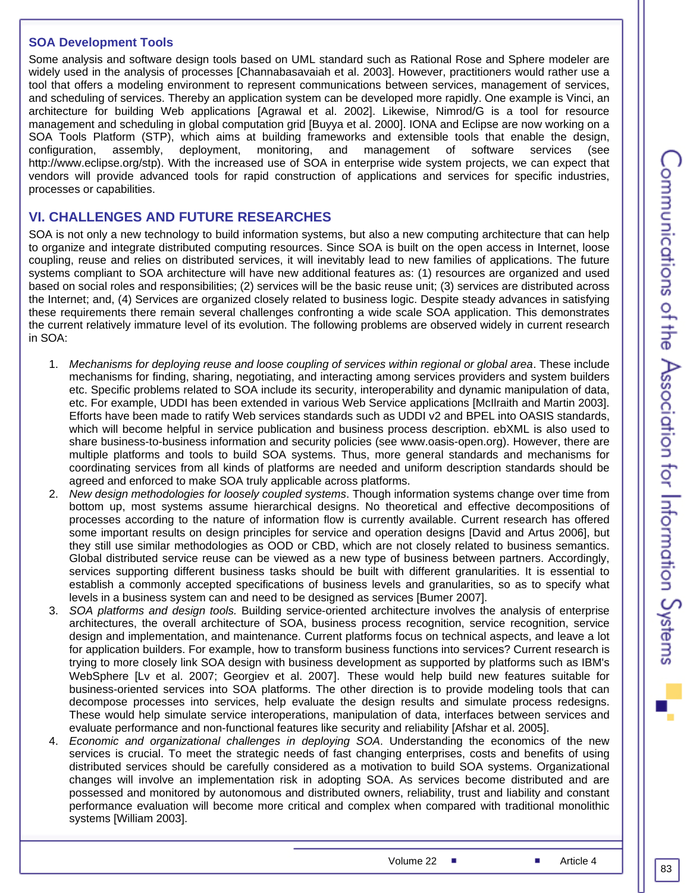### SOA Development Tools

Some analysis and software design tools based on UML standard such as Rational Rose and Sphere modeler are widely used in the analysis of processes [Channabasavaiah et al. 2003]. However, practitioners would rather use a tool that offers a modeling environment to represent communications between services, management of services, and scheduling of services. Thereby an application system can be developed more rapidly. One example is Vinci, an architecture for building Web applications [Agrawal et al. 2002]. Likewise, Nimrod/G is a tool for resource management and scheduling in global computation grid [Buyya et al. 2000]. IONA and Eclipse are now working on a SOA Tools Platform (STP), which aims at building frameworks and extensible tools that enable the design, configuration, assembly, deployment, monitoring, and management of software services (see http://www.eclipse.org/stp). With the increased use of SOA in enterprise wide system projects, we can expect that vendors will provide advanced tools for rapid construction of applications and services for specific industries, processes or capabilities.

## VI. CHALLENGES AND FUTURE RESEARCHES

SOA is not only a new technology to build information systems, but also a new computing architecture that can help to organize and integrate distributed computing resources. Since SOA is built on the open access in Internet, loose coupling, reuse and relies on distributed services, it will inevitably lead to new families of applications. The future systems compliant to SOA architecture will have new additional features as: (1) resources are organized and used based on social roles and responsibilities; (2) services will be the basic reuse unit; (3) services are distributed across the Internet; and, (4) Services are organized closely related to business logic. Despite steady advances in satisfying these requirements there remain several challenges confronting a wide scale SOA application. This demonstrates the current relatively immature level of its evolution. The following problems are observed widely in current research in SOA:

1. *Mechanisms for deploying reuse and loose coupling of services within regional or global area*. These include mechanisms for finding, sharing, negotiating, and interacting among services providers and system builders etc. Specific problems related to SOA include its security, interoperability and dynamic manipulation of data, etc. For example, UDDI has been extended in various Web Service applications [McIlraith and Martin 2003]. Efforts have been made to ratify Web services standards such as UDDI v2 and BPEL into OASIS standards, which will become helpful in service publication and business process description. ebXML is also used to share business-to-business information and security policies (see www.oasis-open.org). However, there are multiple platforms and tools to build SOA systems. Thus, more general standards and mechanisms for coordinating services from all kinds of platforms are needed and uniform description standards should be agreed and enforced to make SOA truly applicable across platforms.
2. *New design methodologies for loosely coupled systems*. Though information systems change over time from bottom up, most systems assume hierarchical designs. No theoretical and effective decompositions of processes according to the nature of information flow is currently available. Current research has offered some important results on design principles for service and operation designs [David and Artus 2006], but they still use similar methodologies as OOD or CBD, which are not closely related to business semantics. Global distributed service reuse can be viewed as a new type of business between partners. Accordingly, services supporting different business tasks should be built with different granularities. It is essential to establish a commonly accepted specifications of business levels and granularities, so as to specify what levels in a business system can and need to be designed as services [Bumer 2007].
3. *SOA platforms and design tools.* Building service-oriented architecture involves the analysis of enterprise architectures, the overall architecture of SOA, business process recognition, service recognition, service design and implementation, and maintenance. Current platforms focus on technical aspects, and leave a lot for application builders. For example, how to transform business functions into services? Current research is trying to more closely link SOA design with business development as supported by platforms such as IBM's WebSphere [Lv et al. 2007; Georgiev et al. 2007]. These would help build new features suitable for business-oriented services into SOA platforms. The other direction is to provide modeling tools that can decompose processes into services, help evaluate the design results and simulate process redesigns. These would help simulate service interoperations, manipulation of data, interfaces between services and evaluate performance and non-functional features like security and reliability [Afshar et al. 2005].
4. *Economic and organizational challenges in deploying SOA*. Understanding the economics of the new services is crucial. To meet the strategic needs of fast changing enterprises, costs and benefits of using distributed services should be carefully considered as a motivation to build SOA systems. Organizational changes will involve an implementation risk in adopting SOA. As services become distributed and are possessed and monitored by autonomous and distributed owners, reliability, trust and liability and constant performance evaluation will become more critical and complex when compared with traditional monolithic systems [William 2003].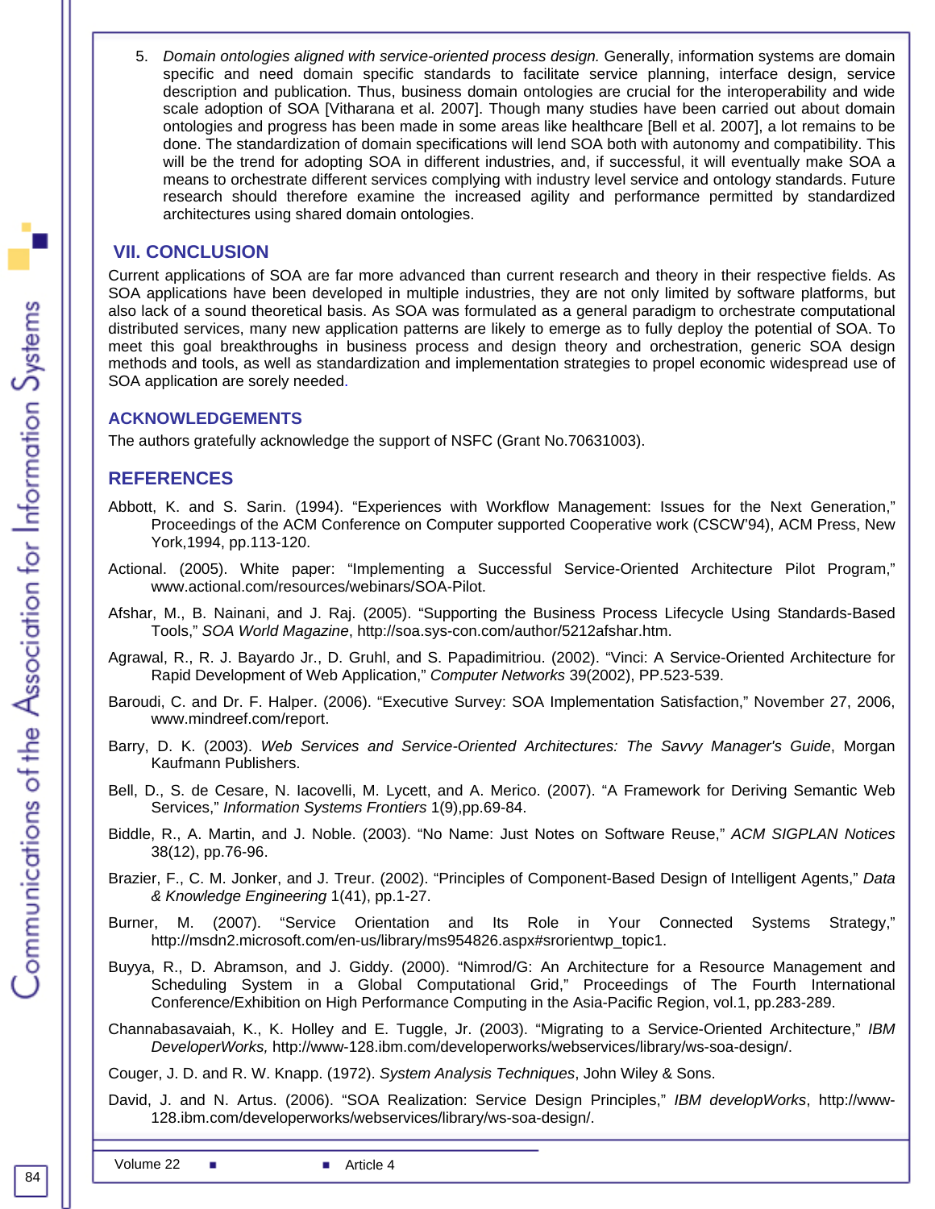5. *Domain ontologies aligned with service-oriented process design.* Generally, information systems are domain specific and need domain specific standards to facilitate service planning, interface design, service description and publication. Thus, business domain ontologies are crucial for the interoperability and wide scale adoption of SOA [Vitharana et al. 2007]. Though many studies have been carried out about domain ontologies and progress has been made in some areas like healthcare [Bell et al. 2007], a lot remains to be done. The standardization of domain specifications will lend SOA both with autonomy and compatibility. This will be the trend for adopting SOA in different industries, and, if successful, it will eventually make SOA a means to orchestrate different services complying with industry level service and ontology standards. Future research should therefore examine the increased agility and performance permitted by standardized architectures using shared domain ontologies.

## VII. CONCLUSION

Current applications of SOA are far more advanced than current research and theory in their respective fields. As SOA applications have been developed in multiple industries, they are not only limited by software platforms, but also lack of a sound theoretical basis. As SOA was formulated as a general paradigm to orchestrate computational distributed services, many new application patterns are likely to emerge as to fully deploy the potential of SOA. To meet this goal breakthroughs in business process and design theory and orchestration, generic SOA design methods and tools, as well as standardization and implementation strategies to propel economic widespread use of SOA application are sorely needed.

## ACKNOWLEDGEMENTS

The authors gratefully acknowledge the support of NSFC (Grant No.70631003).

## REFERENCES

Abbott, K. and S. Sarin. (1994). “Experiences with Workflow Management: Issues for the Next Generation,” Proceedings of the ACM Conference on Computer supported Cooperative work (CSCW’94), ACM Press, New York,1994, pp.113-120.

Actional. (2005). White paper: “Implementing a Successful Service-Oriented Architecture Pilot Program,” www.actional.com/resources/webinars/SOA-Pilot.

Afshar, M., B. Nainani, and J. Raj. (2005). “Supporting the Business Process Lifecycle Using Standards-Based Tools,” *SOA World Magazine*, http://soa.sys-con.com/author/5212afshar.htm.

Agrawal, R., R. J. Bayardo Jr., D. Gruhl, and S. Papadimitriou. (2002). “Vinci: A Service-Oriented Architecture for Rapid Development of Web Application,” *Computer Networks* 39(2002), PP.523-539.

Baroudi, C. and Dr. F. Halper. (2006). “Executive Survey: SOA Implementation Satisfaction,” November 27, 2006, www.mindreef.com/report.

Barry, D. K. (2003). *Web Services and Service-Oriented Architectures: The Savvy Manager's Guide*, Morgan Kaufmann Publishers.

Bell, D., S. de Cesare, N. Iacovelli, M. Lycett, and A. Merico. (2007). “A Framework for Deriving Semantic Web Services,” *Information Systems Frontiers* 1(9),pp.69-84.

Biddle, R., A. Martin, and J. Noble. (2003). “No Name: Just Notes on Software Reuse,” *ACM SIGPLAN Notices* 38(12), pp.76-96.

Brazier, F., C. M. Jonker, and J. Treur. (2002). “Principles of Component-Based Design of Intelligent Agents,” *Data & Knowledge Engineering* 1(41), pp.1-27.

Burner, M. (2007). “Service Orientation and Its Role in Your Connected Systems Strategy,” http://msdn2.microsoft.com/en-us/library/ms954826.aspx#srorientwp_topic1.

Buyya, R., D. Abramson, and J. Giddy. (2000). “Nimrod/G: An Architecture for a Resource Management and Scheduling System in a Global Computational Grid,” Proceedings of The Fourth International Conference/Exhibition on High Performance Computing in the Asia-Pacific Region, vol.1, pp.283-289.

Channabasavaiah, K., K. Holley and E. Tuggle, Jr. (2003). “Migrating to a Service-Oriented Architecture,” *IBM DeveloperWorks,* http://www-128.ibm.com/developerworks/webservices/library/ws-soa-design/.

Couger, J. D. and R. W. Knapp. (1972). *System Analysis Techniques*, John Wiley & Sons.

David, J. and N. Artus. (2006). “SOA Realization: Service Design Principles,” *IBM developWorks*, http://www-128.ibm.com/developerworks/webservices/library/ws-soa-design/.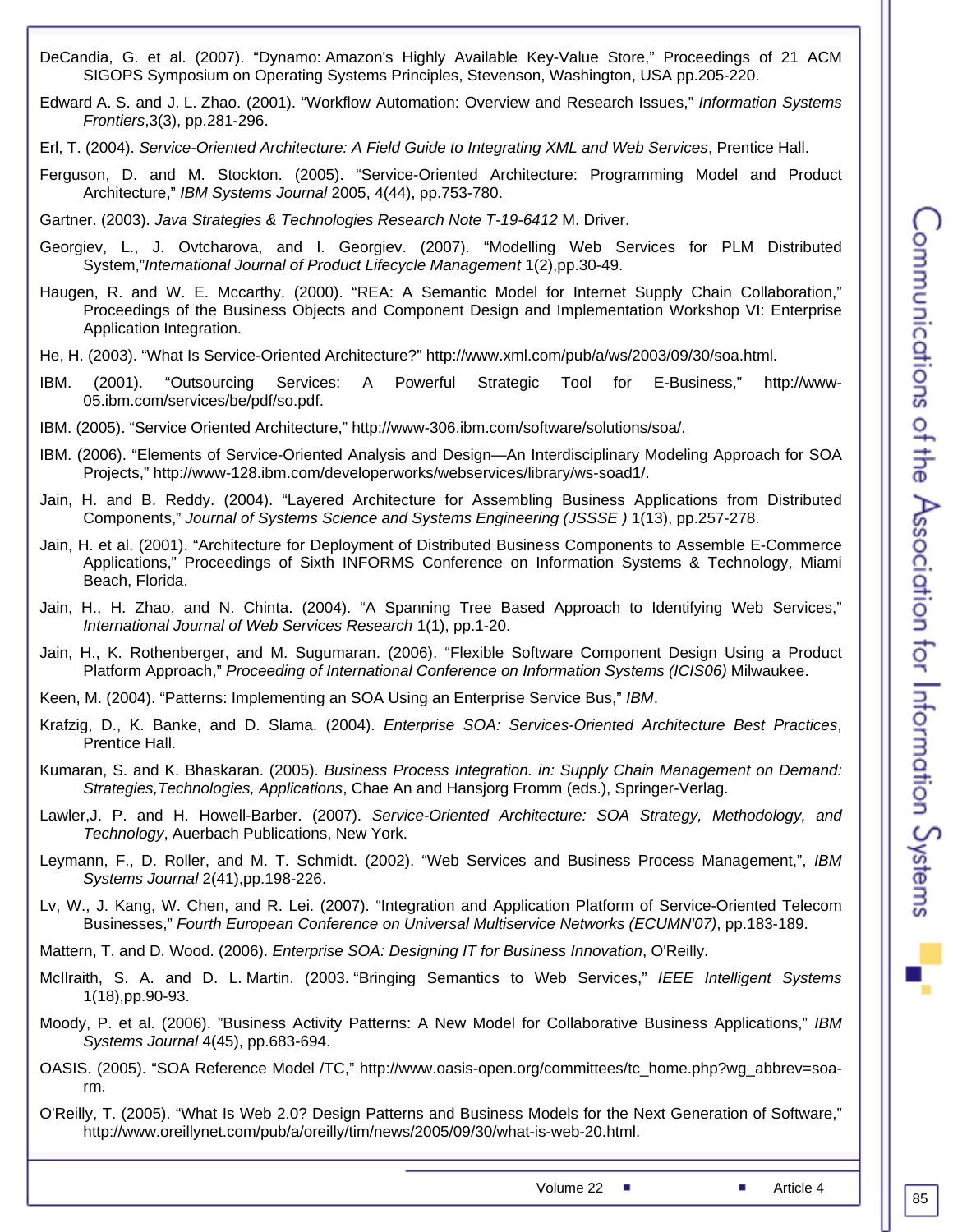DeCandia, G. et al. (2007). “Dynamo: Amazon's Highly Available Key-Value Store,” Proceedings of 21 ACM SIGOPS Symposium on Operating Systems Principles, Stevenson, Washington, USA pp.205-220.

Edward A. S. and J. L. Zhao. (2001). “Workflow Automation: Overview and Research Issues,” *Information Systems Frontiers*,3(3), pp.281-296.

Erl, T. (2004). *Service-Oriented Architecture: A Field Guide to Integrating XML and Web Services*, Prentice Hall.

Ferguson, D. and M. Stockton. (2005). “Service-Oriented Architecture: Programming Model and Product Architecture,” *IBM Systems Journal* 2005, 4(44), pp.753-780.

Gartner. (2003). *Java Strategies & Technologies Research Note T-19-6412* M. Driver.

Georgiev, L., J. Ovtcharova, and I. Georgiev. (2007). “Modelling Web Services for PLM Distributed System,”*International Journal of Product Lifecycle Management* 1(2),pp.30-49.

Haugen, R. and W. E. Mccarthy. (2000). “REA: A Semantic Model for Internet Supply Chain Collaboration,” Proceedings of the Business Objects and Component Design and Implementation Workshop VI: Enterprise Application Integration.

He, H. (2003). “What Is Service-Oriented Architecture?” http://www.xml.com/pub/a/ws/2003/09/30/soa.html.

IBM. (2001). “Outsourcing Services: A Powerful Strategic Tool for E-Business,” http://www-05.ibm.com/services/be/pdf/so.pdf.

IBM. (2005). “Service Oriented Architecture,” http://www-306.ibm.com/software/solutions/soa/.

IBM. (2006). “Elements of Service-Oriented Analysis and Design—An Interdisciplinary Modeling Approach for SOA Projects,” http://www-128.ibm.com/developerworks/webservices/library/ws-soad1/.

Jain, H. and B. Reddy. (2004). “Layered Architecture for Assembling Business Applications from Distributed Components,” *Journal of Systems Science and Systems Engineering (JSSSE )* 1(13), pp.257-278.

Jain, H. et al. (2001). “Architecture for Deployment of Distributed Business Components to Assemble E-Commerce Applications,” Proceedings of Sixth INFORMS Conference on Information Systems & Technology, Miami Beach, Florida.

Jain, H., H. Zhao, and N. Chinta. (2004). “A Spanning Tree Based Approach to Identifying Web Services,” *International Journal of Web Services Research* 1(1), pp.1-20.

Jain, H., K. Rothenberger, and M. Sugumaran. (2006). “Flexible Software Component Design Using a Product Platform Approach,” *Proceeding of International Conference on Information Systems (ICIS06)* Milwaukee.

Keen, M. (2004). “Patterns: Implementing an SOA Using an Enterprise Service Bus,” *IBM*.

Krafzig, D., K. Banke, and D. Slama. (2004). *Enterprise SOA: Services-Oriented Architecture Best Practices*, Prentice Hall.

Kumaran, S. and K. Bhaskaran. (2005). *Business Process Integration. in: Supply Chain Management on Demand: Strategies,Technologies, Applications*, Chae An and Hansjorg Fromm (eds.), Springer-Verlag.

Lawler,J. P. and H. Howell-Barber. (2007). *Service-Oriented Architecture: SOA Strategy, Methodology, and Technology*, Auerbach Publications, New York.

Leymann, F., D. Roller, and M. T. Schmidt. (2002). “Web Services and Business Process Management,”, *IBM Systems Journal* 2(41),pp.198-226.

Lv, W., J. Kang, W. Chen, and R. Lei. (2007). “Integration and Application Platform of Service-Oriented Telecom Businesses,” *Fourth European Conference on Universal Multiservice Networks (ECUMN'07)*, pp.183-189.

Mattern, T. and D. Wood. (2006). *Enterprise SOA: Designing IT for Business Innovation*, O'Reilly.

McIlraith, S. A. and D. L. Martin. (2003. “Bringing Semantics to Web Services,” *IEEE Intelligent Systems* 1(18),pp.90-93.

Moody, P. et al. (2006). "Business Activity Patterns: A New Model for Collaborative Business Applications,” *IBM Systems Journal* 4(45), pp.683-694.

OASIS. (2005). “SOA Reference Model /TC,” http://www.oasis-open.org/committees/tc_home.php?wg_abbrev=soa-rm.

O'Reilly, T. (2005). “What Is Web 2.0? Design Patterns and Business Models for the Next Generation of Software,” http://www.oreillynet.com/pub/a/oreilly/tim/news/2005/09/30/what-is-web-20.html.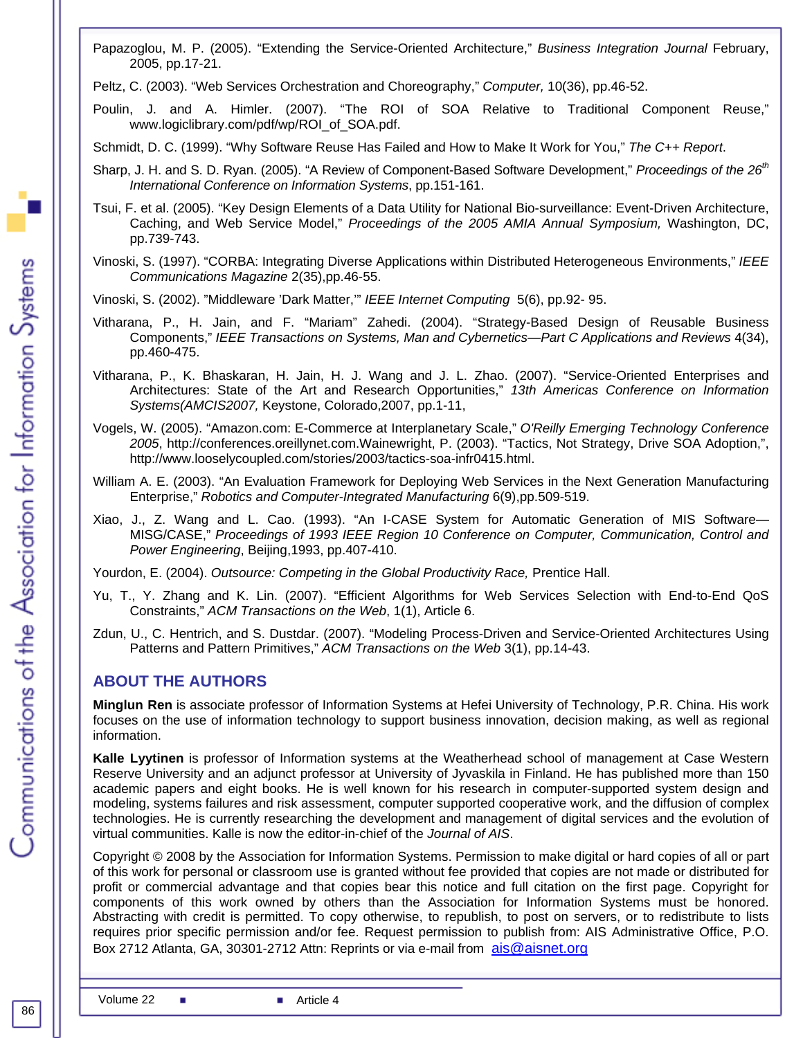Papazoglou, M. P. (2005). “Extending the Service-Oriented Architecture,” *Business Integration Journal* February, 2005, pp.17-21.

Peltz, C. (2003). “Web Services Orchestration and Choreography,” *Computer,* 10(36), pp.46-52.

Poulin, J. and A. Himler. (2007). “The ROI of SOA Relative to Traditional Component Reuse,” www.logiclibrary.com/pdf/wp/ROI_of_SOA.pdf.

Schmidt, D. C. (1999). “Why Software Reuse Has Failed and How to Make It Work for You,” *The C++ Report*.

Sharp, J. H. and S. D. Ryan. (2005). “A Review of Component-Based Software Development,” *Proceedings of the 26th International Conference on Information Systems*, pp.151-161.

Tsui, F. et al. (2005). “Key Design Elements of a Data Utility for National Bio-surveillance: Event-Driven Architecture, Caching, and Web Service Model,” *Proceedings of the 2005 AMIA Annual Symposium,* Washington, DC, pp.739-743.

Vinoski, S. (1997). “CORBA: Integrating Diverse Applications within Distributed Heterogeneous Environments,” *IEEE Communications Magazine* 2(35),pp.46-55.

Vinoski, S. (2002). ”Middleware ’Dark Matter,’” *IEEE Internet Computing* 5(6), pp.92- 95.

Vitharana, P., H. Jain, and F. “Mariam” Zahedi. (2004). “Strategy-Based Design of Reusable Business Components,” *IEEE Transactions on Systems, Man and Cybernetics—Part C Applications and Reviews* 4(34), pp.460-475.

Vitharana, P., K. Bhaskaran, H. Jain, H. J. Wang and J. L. Zhao. (2007). “Service-Oriented Enterprises and Architectures: State of the Art and Research Opportunities,” *13th Americas Conference on Information Systems(AMCIS2007,* Keystone, Colorado,2007, pp.1-11,

Vogels, W. (2005). “Amazon.com: E-Commerce at Interplanetary Scale,” *O'Reilly Emerging Technology Conference 2005*, http://conferences.oreillynet.com.Wainewright, P. (2003). “Tactics, Not Strategy, Drive SOA Adoption,”, http://www.looselycoupled.com/stories/2003/tactics-soa-infr0415.html.

William A. E. (2003). “An Evaluation Framework for Deploying Web Services in the Next Generation Manufacturing Enterprise,” *Robotics and Computer-Integrated Manufacturing* 6(9),pp.509-519.

Xiao, J., Z. Wang and L. Cao. (1993). “An I-CASE System for Automatic Generation of MIS Software—MISG/CASE,” *Proceedings of 1993 IEEE Region 10 Conference on Computer, Communication, Control and Power Engineering*, Beijing,1993, pp.407-410.

Yourdon, E. (2004). *Outsource: Competing in the Global Productivity Race,* Prentice Hall.

Yu, T., Y. Zhang and K. Lin. (2007). “Efficient Algorithms for Web Services Selection with End-to-End QoS Constraints,” *ACM Transactions on the Web*, 1(1), Article 6.

Zdun, U., C. Hentrich, and S. Dustdar. (2007). “Modeling Process-Driven and Service-Oriented Architectures Using Patterns and Pattern Primitives,” *ACM Transactions on the Web* 3(1), pp.14-43.

## ABOUT THE AUTHORS

**Minglun Ren** is associate professor of Information Systems at Hefei University of Technology, P.R. China. His work focuses on the use of information technology to support business innovation, decision making, as well as regional information.

**Kalle Lyytinen** is professor of Information systems at the Weatherhead school of management at Case Western Reserve University and an adjunct professor at University of Jyvaskila in Finland. He has published more than 150 academic papers and eight books. He is well known for his research in computer-supported system design and modeling, systems failures and risk assessment, computer supported cooperative work, and the diffusion of complex technologies. He is currently researching the development and management of digital services and the evolution of virtual communities. Kalle is now the editor-in-chief of the *Journal of AIS*.

Copyright © 2008 by the Association for Information Systems. Permission to make digital or hard copies of all or part of this work for personal or classroom use is granted without fee provided that copies are not made or distributed for profit or commercial advantage and that copies bear this notice and full citation on the first page. Copyright for components of this work owned by others than the Association for Information Systems must be honored. Abstracting with credit is permitted. To copy otherwise, to republish, to post on servers, or to redistribute to lists requires prior specific permission and/or fee. Request permission to publish from: AIS Administrative Office, P.O. Box 2712 Atlanta, GA, 30301-2712 Attn: Reprints or via e-mail from ais@aisnet.org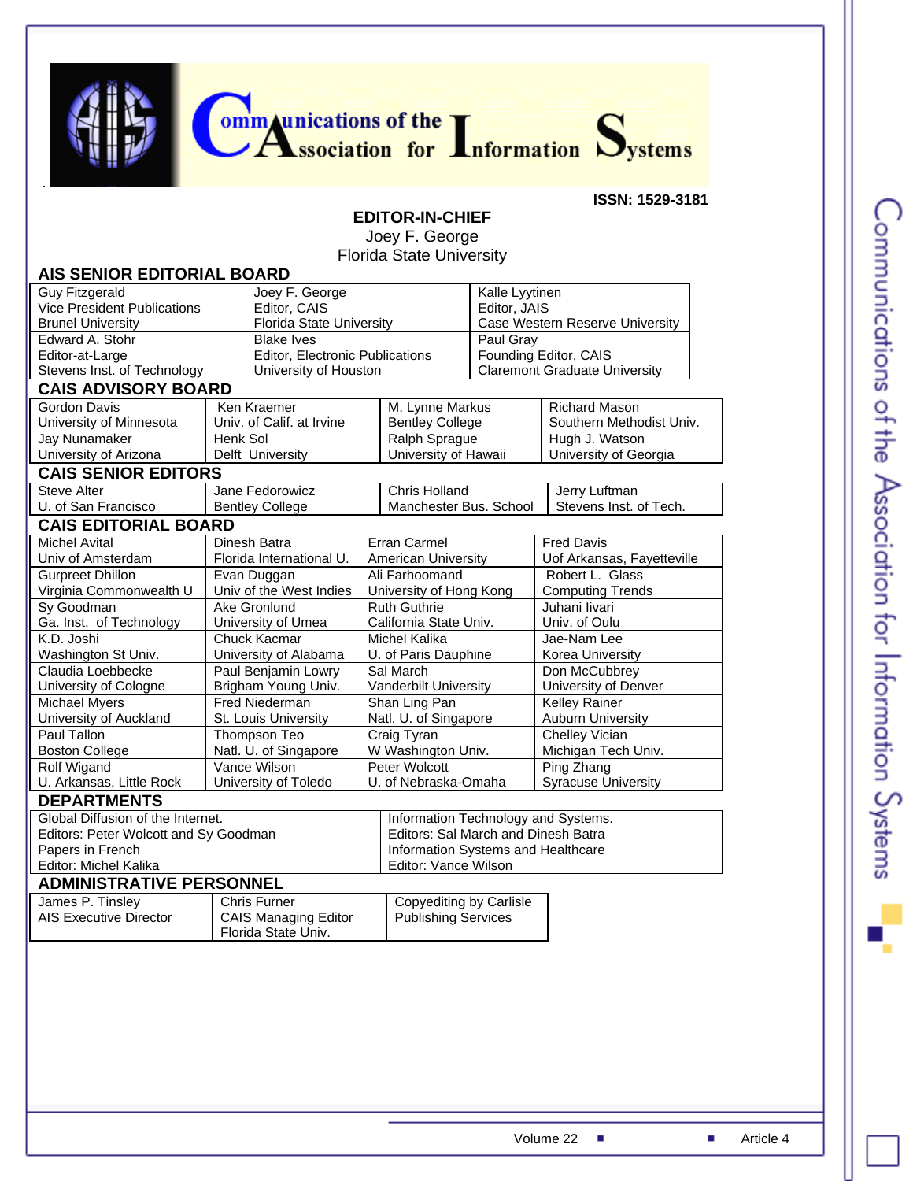# Communications of the Association for Information Systems

ISSN: 1529-3181

## EDITOR-IN-CHIEF

Joey F. George
Florida State University

## AIS SENIOR EDITORIAL BOARD

| | | |
|---|---|---|
| Guy Fitzgerald<br>Vice President Publications<br>Brunel University | Joey F. George<br>Editor, CAIS<br>Florida State University | Kalle Lyytinen<br>Editor, JAIS<br>Case Western Reserve University |
| Edward A. Stohr<br>Editor-at-Large<br>Stevens Inst. of Technology | Blake Ives<br>Editor, Electronic Publications<br>University of Houston | Paul Gray<br>Founding Editor, CAIS<br>Claremont Graduate University |

## CAIS ADVISORY BOARD

| | | | |
|---|---|---|---|
| Gordon Davis<br>University of Minnesota | Ken Kraemer<br>Univ. of Calif. at Irvine | M. Lynne Markus<br>Bentley College | Richard Mason<br>Southern Methodist Univ. |
| Jay Nunamaker<br>University of Arizona | Henk Sol<br>Delft University | Ralph Sprague<br>University of Hawaii | Hugh J. Watson<br>University of Georgia |

## CAIS SENIOR EDITORS

| | | | |
|---|---|---|---|
| Steve Alter<br>U. of San Francisco | Jane Fedorowicz<br>Bentley College | Chris Holland<br>Manchester Bus. School | Jerry Luftman<br>Stevens Inst. of Tech. |

## CAIS EDITORIAL BOARD

| | | | |
|---|---|---|---|
| Michel Avital<br>Univ of Amsterdam | Dinesh Batra<br>Florida International U. | Erran Carmel<br>American University | Fred Davis<br>Uof Arkansas, Fayetteville |
| Gurpreet Dhillon<br>Virginia Commonwealth U | Evan Duggan<br>Univ of the West Indies | Ali Farhoomand<br>University of Hong Kong | Robert L. Glass<br>Computing Trends |
| Sy Goodman<br>Ga. Inst. of Technology | Ake Gronlund<br>University of Umea | Ruth Guthrie<br>California State Univ. | Juhani Iivari<br>Univ. of Oulu |
| K.D. Joshi<br>Washington St Univ. | Chuck Kacmar<br>University of Alabama | Michel Kalika<br>U. of Paris Dauphine | Jae-Nam Lee<br>Korea University |
| Claudia Loebbecke<br>University of Cologne | Paul Benjamin Lowry<br>Brigham Young Univ. | Sal March<br>Vanderbilt University | Don McCubbrey<br>University of Denver |
| Michael Myers<br>University of Auckland | Fred Niederman<br>St. Louis University | Shan Ling Pan<br>Natl. U. of Singapore | Kelley Rainer<br>Auburn University |
| Paul Tallon<br>Boston College | Thompson Teo<br>Natl. U. of Singapore | Craig Tyran<br>W Washington Univ. | Chelley Vician<br>Michigan Tech Univ. |
| Rolf Wigand<br>U. Arkansas, Little Rock | Vance Wilson<br>University of Toledo | Peter Wolcott<br>U. of Nebraska-Omaha | Ping Zhang<br>Syracuse University |

## DEPARTMENTS

| | |
|---|---|
| Global Diffusion of the Internet.<br>Editors: Peter Wolcott and Sy Goodman | Information Technology and Systems.<br>Editors: Sal March and Dinesh Batra |
| Papers in French<br>Editor: Michel Kalika | Information Systems and Healthcare<br>Editor: Vance Wilson |

## ADMINISTRATIVE PERSONNEL

| | | |
|---|---|---|
| James P. Tinsley<br>AIS Executive Director | Chris Furner<br>CAIS Managing Editor<br>Florida State Univ. | Copyediting by Carlisle Publishing Services |